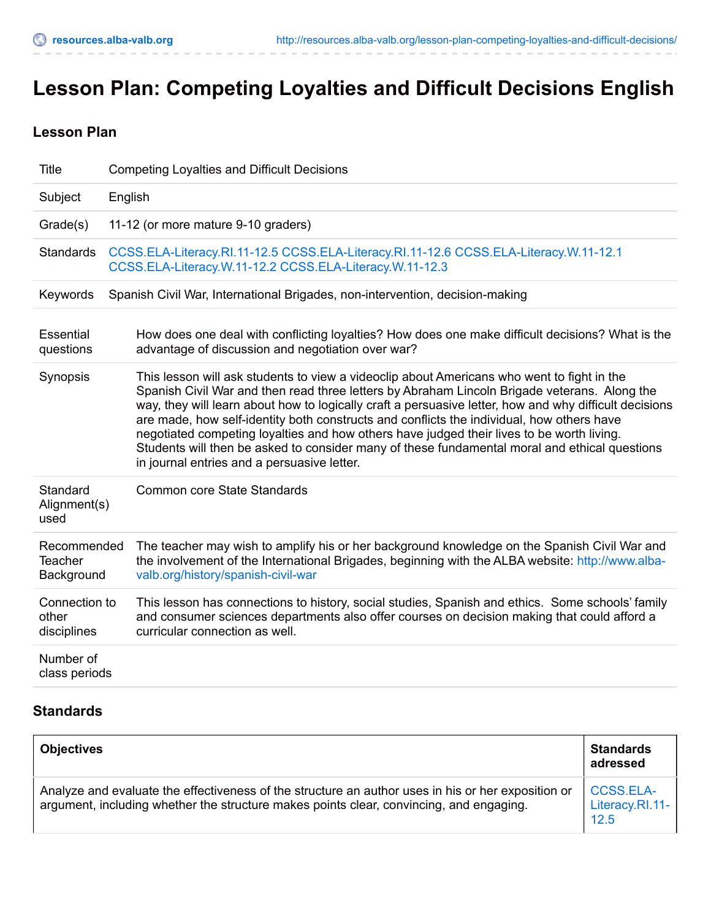# Lesson Plan: Competing Loyalties and Difficult Decisions English

## Lesson Plan

| | |
|---|---|
| Title | Competing Loyalties and Difficult Decisions |
| Subject | English |
| Grade(s) | 11-12 (or more mature 9-10 graders) |
| Standards | CCSS.ELA-Literacy.RI.11-12.5 CCSS.ELA-Literacy.RI.11-12.6 CCSS.ELA-Literacy.W.11-12.1 CCSS.ELA-Literacy.W.11-12.2 CCSS.ELA-Literacy.W.11-12.3 |
| Keywords | Spanish Civil War, International Brigades, non-intervention, decision-making |

| | |
|---|---|
| Essential questions | How does one deal with conflicting loyalties? How does one make difficult decisions? What is the advantage of discussion and negotiation over war? |
| Synopsis | This lesson will ask students to view a videoclip about Americans who went to fight in the Spanish Civil War and then read three letters by Abraham Lincoln Brigade veterans. Along the way, they will learn about how to logically craft a persuasive letter, how and why difficult decisions are made, how self-identity both constructs and conflicts the individual, how others have negotiated competing loyalties and how others have judged their lives to be worth living. Students will then be asked to consider many of these fundamental moral and ethical questions in journal entries and a persuasive letter. |
| Standard Alignment(s) used | Common core State Standards |
| Recommended Teacher Background | The teacher may wish to amplify his or her background knowledge on the Spanish Civil War and the involvement of the International Brigades, beginning with the ALBA website: http://www.alba-valb.org/history/spanish-civil-war |
| Connection to other disciplines | This lesson has connections to history, social studies, Spanish and ethics. Some schools' family and consumer sciences departments also offer courses on decision making that could afford a curricular connection as well. |
| Number of class periods | |

## Standards

| Objectives | Standards adressed |
|---|---|
| Analyze and evaluate the effectiveness of the structure an author uses in his or her exposition or argument, including whether the structure makes points clear, convincing, and engaging. | CCSS.ELA-Literacy.RI.11-12.5 |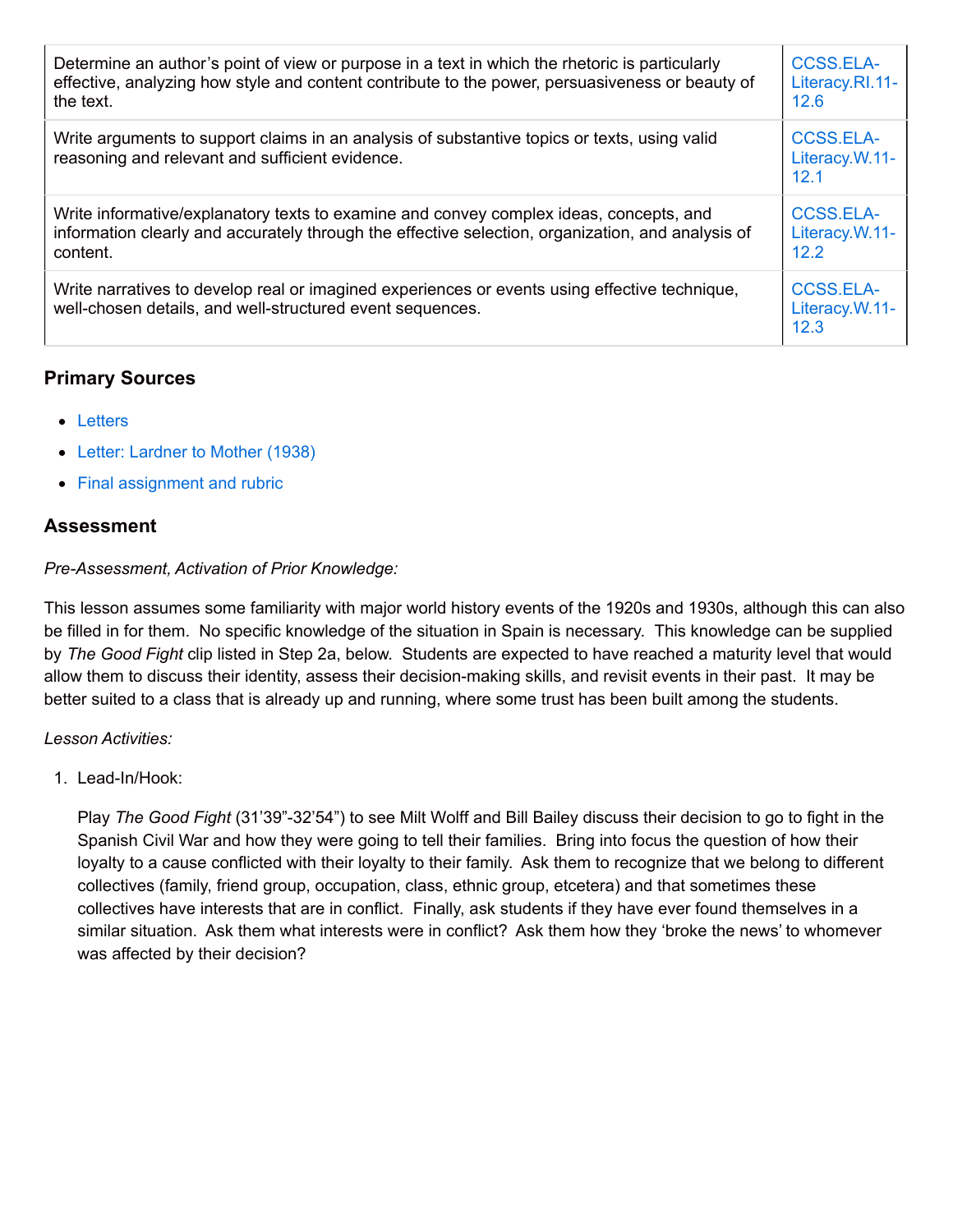| | |
|---|---|
| Determine an author's point of view or purpose in a text in which the rhetoric is particularly effective, analyzing how style and content contribute to the power, persuasiveness or beauty of the text. | CCSS.ELA-Literacy.RI.11-12.6 |
| Write arguments to support claims in an analysis of substantive topics or texts, using valid reasoning and relevant and sufficient evidence. | CCSS.ELA-Literacy.W.11-12.1 |
| Write informative/explanatory texts to examine and convey complex ideas, concepts, and information clearly and accurately through the effective selection, organization, and analysis of content. | CCSS.ELA-Literacy.W.11-12.2 |
| Write narratives to develop real or imagined experiences or events using effective technique, well-chosen details, and well-structured event sequences. | CCSS.ELA-Literacy.W.11-12.3 |

### Primary Sources

- Letters
- Letter: Lardner to Mother (1938)
- Final assignment and rubric

### Assessment

*Pre-Assessment, Activation of Prior Knowledge:*

This lesson assumes some familiarity with major world history events of the 1920s and 1930s, although this can also be filled in for them. No specific knowledge of the situation in Spain is necessary. This knowledge can be supplied by *The Good Fight* clip listed in Step 2a, below. Students are expected to have reached a maturity level that would allow them to discuss their identity, assess their decision-making skills, and revisit events in their past. It may be better suited to a class that is already up and running, where some trust has been built among the students.

*Lesson Activities:*

1. Lead-In/Hook:

   Play *The Good Fight* (31'39"-32'54") to see Milt Wolff and Bill Bailey discuss their decision to go to fight in the Spanish Civil War and how they were going to tell their families. Bring into focus the question of how their loyalty to a cause conflicted with their loyalty to their family. Ask them to recognize that we belong to different collectives (family, friend group, occupation, class, ethnic group, etcetera) and that sometimes these collectives have interests that are in conflict. Finally, ask students if they have ever found themselves in a similar situation. Ask them what interests were in conflict? Ask them how they 'broke the news' to whomever was affected by their decision?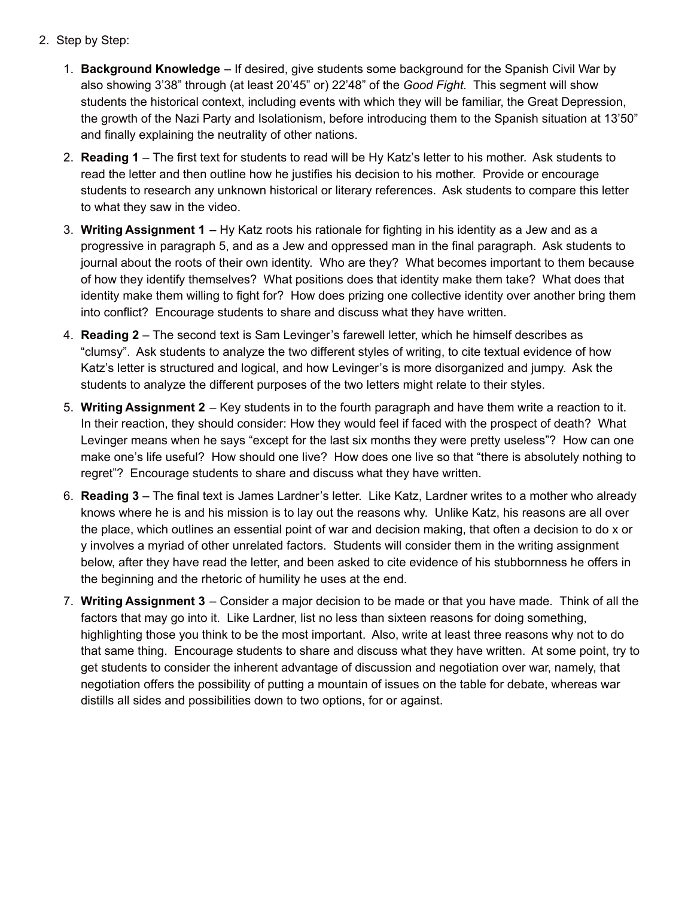2. Step by Step:

    1. **Background Knowledge** – If desired, give students some background for the Spanish Civil War by also showing 3'38" through (at least 20'45" or) 22'48" of the *Good Fight*. This segment will show students the historical context, including events with which they will be familiar, the Great Depression, the growth of the Nazi Party and Isolationism, before introducing them to the Spanish situation at 13'50" and finally explaining the neutrality of other nations.

    2. **Reading 1** – The first text for students to read will be Hy Katz's letter to his mother. Ask students to read the letter and then outline how he justifies his decision to his mother. Provide or encourage students to research any unknown historical or literary references. Ask students to compare this letter to what they saw in the video.

    3. **Writing Assignment 1** – Hy Katz roots his rationale for fighting in his identity as a Jew and as a progressive in paragraph 5, and as a Jew and oppressed man in the final paragraph. Ask students to journal about the roots of their own identity. Who are they? What becomes important to them because of how they identify themselves? What positions does that identity make them take? What does that identity make them willing to fight for? How does prizing one collective identity over another bring them into conflict? Encourage students to share and discuss what they have written.

    4. **Reading 2** – The second text is Sam Levinger's farewell letter, which he himself describes as "clumsy". Ask students to analyze the two different styles of writing, to cite textual evidence of how Katz's letter is structured and logical, and how Levinger's is more disorganized and jumpy. Ask the students to analyze the different purposes of the two letters might relate to their styles.

    5. **Writing Assignment 2** – Key students in to the fourth paragraph and have them write a reaction to it. In their reaction, they should consider: How they would feel if faced with the prospect of death? What Levinger means when he says "except for the last six months they were pretty useless"? How can one make one's life useful? How should one live? How does one live so that "there is absolutely nothing to regret"? Encourage students to share and discuss what they have written.

    6. **Reading 3** – The final text is James Lardner's letter. Like Katz, Lardner writes to a mother who already knows where he is and his mission is to lay out the reasons why. Unlike Katz, his reasons are all over the place, which outlines an essential point of war and decision making, that often a decision to do x or y involves a myriad of other unrelated factors. Students will consider them in the writing assignment below, after they have read the letter, and been asked to cite evidence of his stubbornness he offers in the beginning and the rhetoric of humility he uses at the end.

    7. **Writing Assignment 3** – Consider a major decision to be made or that you have made. Think of all the factors that may go into it. Like Lardner, list no less than sixteen reasons for doing something, highlighting those you think to be the most important. Also, write at least three reasons why not to do that same thing. Encourage students to share and discuss what they have written. At some point, try to get students to consider the inherent advantage of discussion and negotiation over war, namely, that negotiation offers the possibility of putting a mountain of issues on the table for debate, whereas war distills all sides and possibilities down to two options, for or against.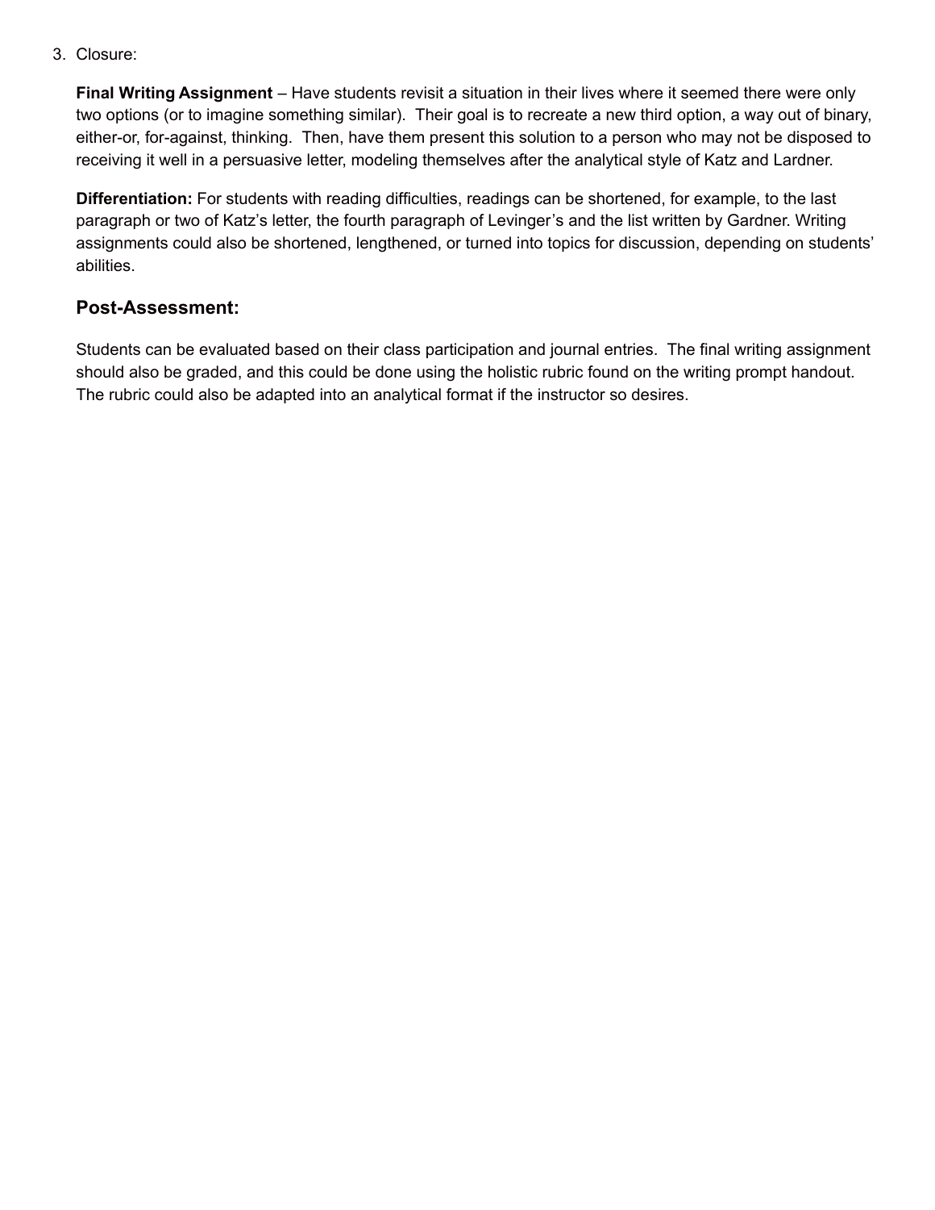3. Closure:

   **Final Writing Assignment** – Have students revisit a situation in their lives where it seemed there were only two options (or to imagine something similar). Their goal is to recreate a new third option, a way out of binary, either-or, for-against, thinking. Then, have them present this solution to a person who may not be disposed to receiving it well in a persuasive letter, modeling themselves after the analytical style of Katz and Lardner.

   **Differentiation:** For students with reading difficulties, readings can be shortened, for example, to the last paragraph or two of Katz's letter, the fourth paragraph of Levinger's and the list written by Gardner. Writing assignments could also be shortened, lengthened, or turned into topics for discussion, depending on students' abilities.

## Post-Assessment:

Students can be evaluated based on their class participation and journal entries. The final writing assignment should also be graded, and this could be done using the holistic rubric found on the writing prompt handout. The rubric could also be adapted into an analytical format if the instructor so desires.